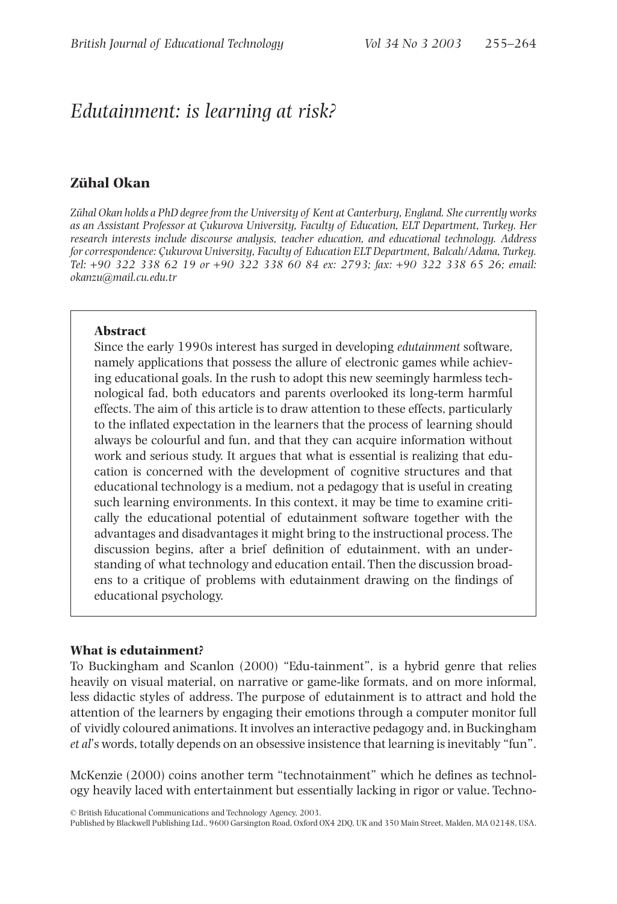# *Edutainment: is learning at risk?*

**Zühal Okan**

*Zühal Okan holds a PhD degree from the University of Kent at Canterbury, England. She currently works as an Assistant Professor at Çukurova University, Faculty of Education, ELT Department, Turkey. Her research interests include discourse analysis, teacher education, and educational technology. Address for correspondence: Çukurova University, Faculty of Education ELT Department, Balcalı/Adana, Turkey. Tel: +90 322 338 62 19 or +90 322 338 60 84 ex: 2793; fax: +90 322 338 65 26; email: okanzu@mail.cu.edu.tr*

**Abstract**

Since the early 1990s interest has surged in developing *edutainment* software, namely applications that possess the allure of electronic games while achieving educational goals. In the rush to adopt this new seemingly harmless technological fad, both educators and parents overlooked its long-term harmful effects. The aim of this article is to draw attention to these effects, particularly to the inflated expectation in the learners that the process of learning should always be colourful and fun, and that they can acquire information without work and serious study. It argues that what is essential is realizing that education is concerned with the development of cognitive structures and that educational technology is a medium, not a pedagogy that is useful in creating such learning environments. In this context, it may be time to examine critically the educational potential of edutainment software together with the advantages and disadvantages it might bring to the instructional process. The discussion begins, after a brief definition of edutainment, with an understanding of what technology and education entail. Then the discussion broadens to a critique of problems with edutainment drawing on the findings of educational psychology.

## What is edutainment?

To Buckingham and Scanlon (2000) "Edu-tainment", is a hybrid genre that relies heavily on visual material, on narrative or game-like formats, and on more informal, less didactic styles of address. The purpose of edutainment is to attract and hold the attention of the learners by engaging their emotions through a computer monitor full of vividly coloured animations. It involves an interactive pedagogy and, in Buckingham *et al*'s words, totally depends on an obsessive insistence that learning is inevitably "fun".

McKenzie (2000) coins another term "technotainment" which he defines as technology heavily laced with entertainment but essentially lacking in rigor or value. Techno-

© British Educational Communications and Technology Agency, 2003.
Published by Blackwell Publishing Ltd., 9600 Garsington Road, Oxford OX4 2DQ, UK and 350 Main Street, Malden, MA 02148, USA.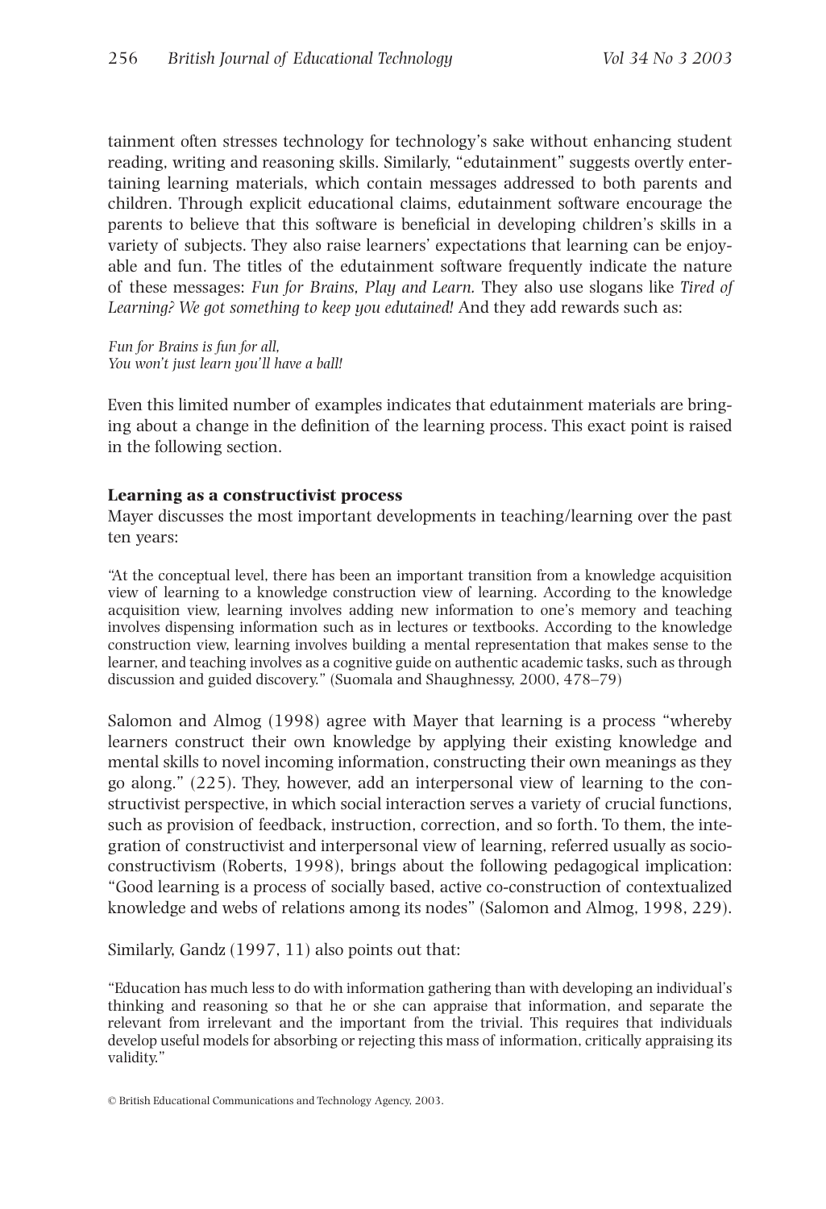tainment often stresses technology for technology's sake without enhancing student reading, writing and reasoning skills. Similarly, "edutainment" suggests overtly entertaining learning materials, which contain messages addressed to both parents and children. Through explicit educational claims, edutainment software encourage the parents to believe that this software is beneficial in developing children's skills in a variety of subjects. They also raise learners' expectations that learning can be enjoyable and fun. The titles of the edutainment software frequently indicate the nature of these messages: *Fun for Brains, Play and Learn.* They also use slogans like *Tired of Learning? We got something to keep you edutained!* And they add rewards such as:

*Fun for Brains is fun for all,*
*You won't just learn you'll have a ball!*

Even this limited number of examples indicates that edutainment materials are bringing about a change in the definition of the learning process. This exact point is raised in the following section.

## Learning as a constructivist process

Mayer discusses the most important developments in teaching/learning over the past ten years:

"At the conceptual level, there has been an important transition from a knowledge acquisition view of learning to a knowledge construction view of learning. According to the knowledge acquisition view, learning involves adding new information to one's memory and teaching involves dispensing information such as in lectures or textbooks. According to the knowledge construction view, learning involves building a mental representation that makes sense to the learner, and teaching involves as a cognitive guide on authentic academic tasks, such as through discussion and guided discovery." (Suomala and Shaughnessy, 2000, 478–79)

Salomon and Almog (1998) agree with Mayer that learning is a process "whereby learners construct their own knowledge by applying their existing knowledge and mental skills to novel incoming information, constructing their own meanings as they go along." (225). They, however, add an interpersonal view of learning to the constructivist perspective, in which social interaction serves a variety of crucial functions, such as provision of feedback, instruction, correction, and so forth. To them, the integration of constructivist and interpersonal view of learning, referred usually as socio-constructivism (Roberts, 1998), brings about the following pedagogical implication: "Good learning is a process of socially based, active co-construction of contextualized knowledge and webs of relations among its nodes" (Salomon and Almog, 1998, 229).

Similarly, Gandz (1997, 11) also points out that:

"Education has much less to do with information gathering than with developing an individual's thinking and reasoning so that he or she can appraise that information, and separate the relevant from irrelevant and the important from the trivial. This requires that individuals develop useful models for absorbing or rejecting this mass of information, critically appraising its validity."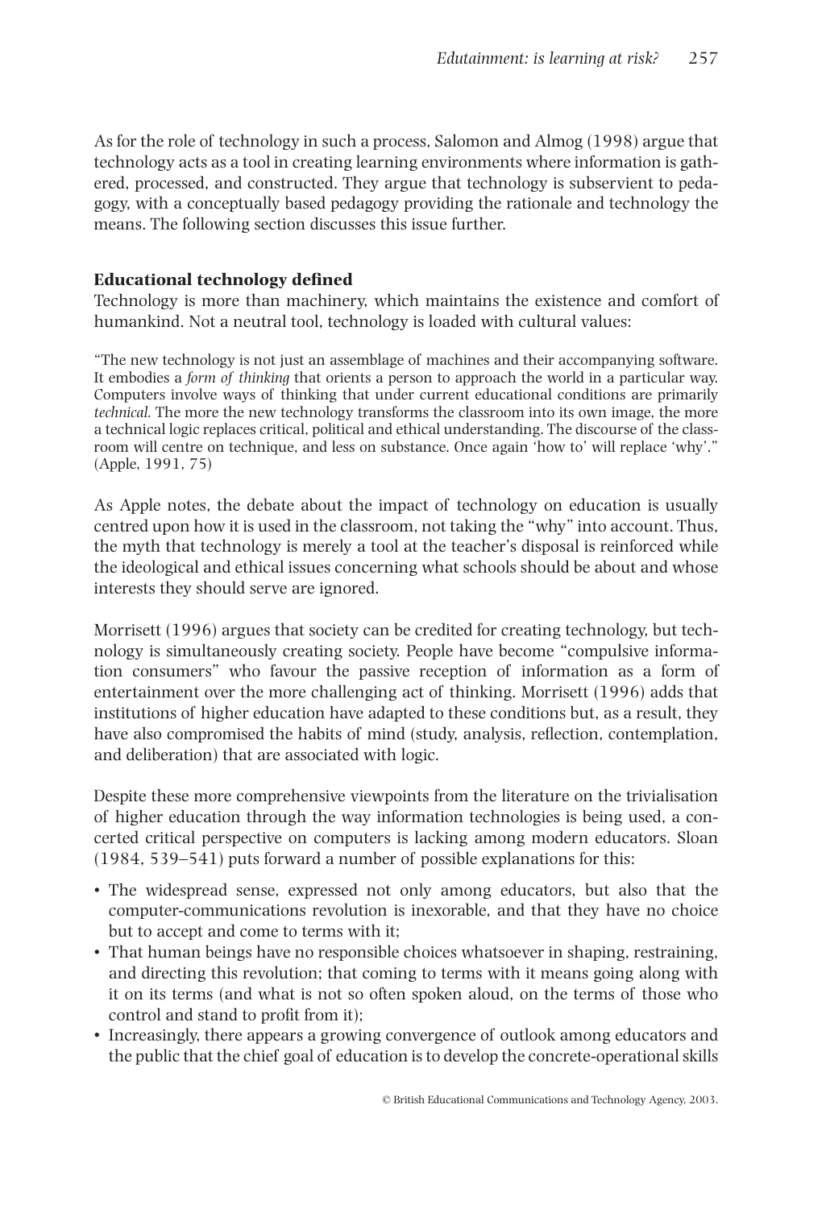As for the role of technology in such a process, Salomon and Almog (1998) argue that technology acts as a tool in creating learning environments where information is gathered, processed, and constructed. They argue that technology is subservient to pedagogy, with a conceptually based pedagogy providing the rationale and technology the means. The following section discusses this issue further.

### Educational technology defined

Technology is more than machinery, which maintains the existence and comfort of humankind. Not a neutral tool, technology is loaded with cultural values:

> "The new technology is not just an assemblage of machines and their accompanying software. It embodies a *form of thinking* that orients a person to approach the world in a particular way. Computers involve ways of thinking that under current educational conditions are primarily *technical*. The more the new technology transforms the classroom into its own image, the more a technical logic replaces critical, political and ethical understanding. The discourse of the classroom will centre on technique, and less on substance. Once again 'how to' will replace 'why'." (Apple, 1991, 75)

As Apple notes, the debate about the impact of technology on education is usually centred upon how it is used in the classroom, not taking the "why" into account. Thus, the myth that technology is merely a tool at the teacher's disposal is reinforced while the ideological and ethical issues concerning what schools should be about and whose interests they should serve are ignored.

Morrisett (1996) argues that society can be credited for creating technology, but technology is simultaneously creating society. People have become "compulsive information consumers" who favour the passive reception of information as a form of entertainment over the more challenging act of thinking. Morrisett (1996) adds that institutions of higher education have adapted to these conditions but, as a result, they have also compromised the habits of mind (study, analysis, reflection, contemplation, and deliberation) that are associated with logic.

Despite these more comprehensive viewpoints from the literature on the trivialisation of higher education through the way information technologies is being used, a concerted critical perspective on computers is lacking among modern educators. Sloan (1984, 539–541) puts forward a number of possible explanations for this:

- The widespread sense, expressed not only among educators, but also that the computer-communications revolution is inexorable, and that they have no choice but to accept and come to terms with it;
- That human beings have no responsible choices whatsoever in shaping, restraining, and directing this revolution; that coming to terms with it means going along with it on its terms (and what is not so often spoken aloud, on the terms of those who control and stand to profit from it);
- Increasingly, there appears a growing convergence of outlook among educators and the public that the chief goal of education is to develop the concrete-operational skills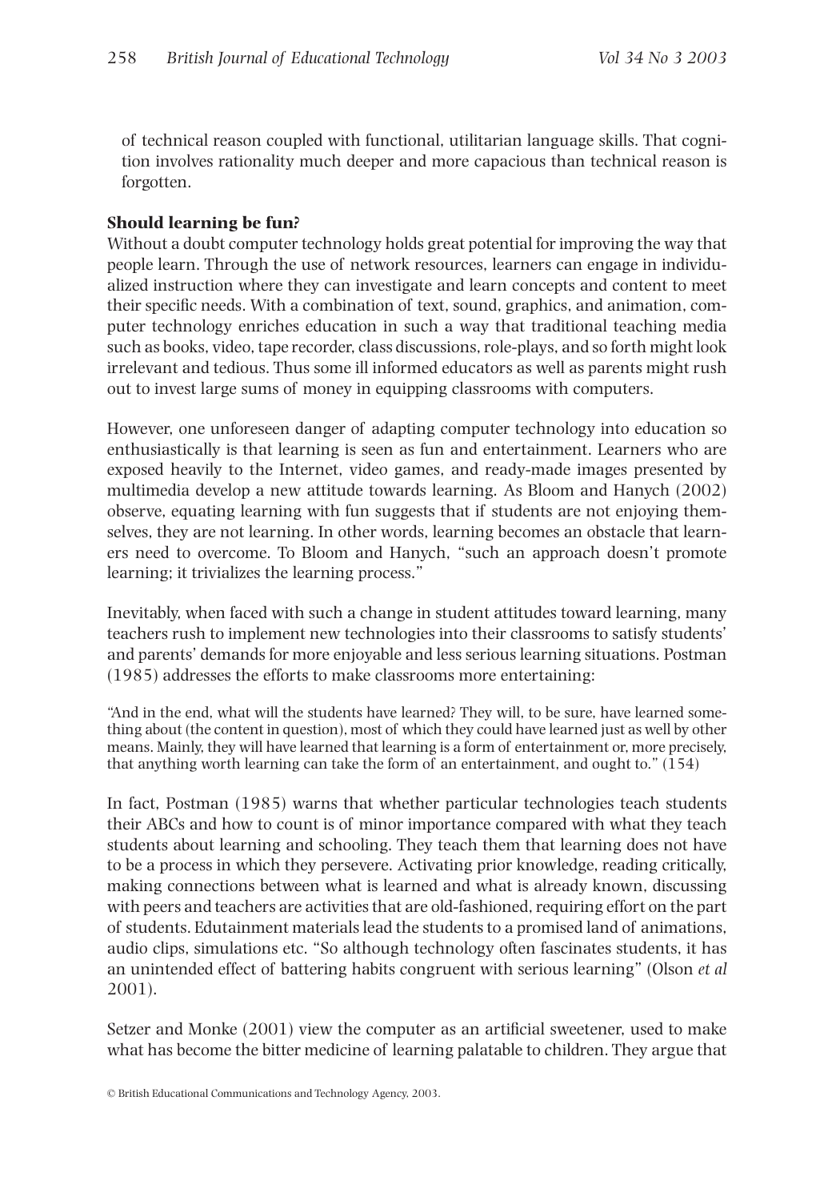of technical reason coupled with functional, utilitarian language skills. That cognition involves rationality much deeper and more capacious than technical reason is forgotten.

**Should learning be fun?**

Without a doubt computer technology holds great potential for improving the way that people learn. Through the use of network resources, learners can engage in individualized instruction where they can investigate and learn concepts and content to meet their specific needs. With a combination of text, sound, graphics, and animation, computer technology enriches education in such a way that traditional teaching media such as books, video, tape recorder, class discussions, role-plays, and so forth might look irrelevant and tedious. Thus some ill informed educators as well as parents might rush out to invest large sums of money in equipping classrooms with computers.

However, one unforeseen danger of adapting computer technology into education so enthusiastically is that learning is seen as fun and entertainment. Learners who are exposed heavily to the Internet, video games, and ready-made images presented by multimedia develop a new attitude towards learning. As Bloom and Hanych (2002) observe, equating learning with fun suggests that if students are not enjoying themselves, they are not learning. In other words, learning becomes an obstacle that learners need to overcome. To Bloom and Hanych, "such an approach doesn't promote learning; it trivializes the learning process."

Inevitably, when faced with such a change in student attitudes toward learning, many teachers rush to implement new technologies into their classrooms to satisfy students' and parents' demands for more enjoyable and less serious learning situations. Postman (1985) addresses the efforts to make classrooms more entertaining:

> "And in the end, what will the students have learned? They will, to be sure, have learned something about (the content in question), most of which they could have learned just as well by other means. Mainly, they will have learned that learning is a form of entertainment or, more precisely, that anything worth learning can take the form of an entertainment, and ought to." (154)

In fact, Postman (1985) warns that whether particular technologies teach students their ABCs and how to count is of minor importance compared with what they teach students about learning and schooling. They teach them that learning does not have to be a process in which they persevere. Activating prior knowledge, reading critically, making connections between what is learned and what is already known, discussing with peers and teachers are activities that are old-fashioned, requiring effort on the part of students. Edutainment materials lead the students to a promised land of animations, audio clips, simulations etc. "So although technology often fascinates students, it has an unintended effect of battering habits congruent with serious learning" (Olson *et al* 2001).

Setzer and Monke (2001) view the computer as an artificial sweetener, used to make what has become the bitter medicine of learning palatable to children. They argue that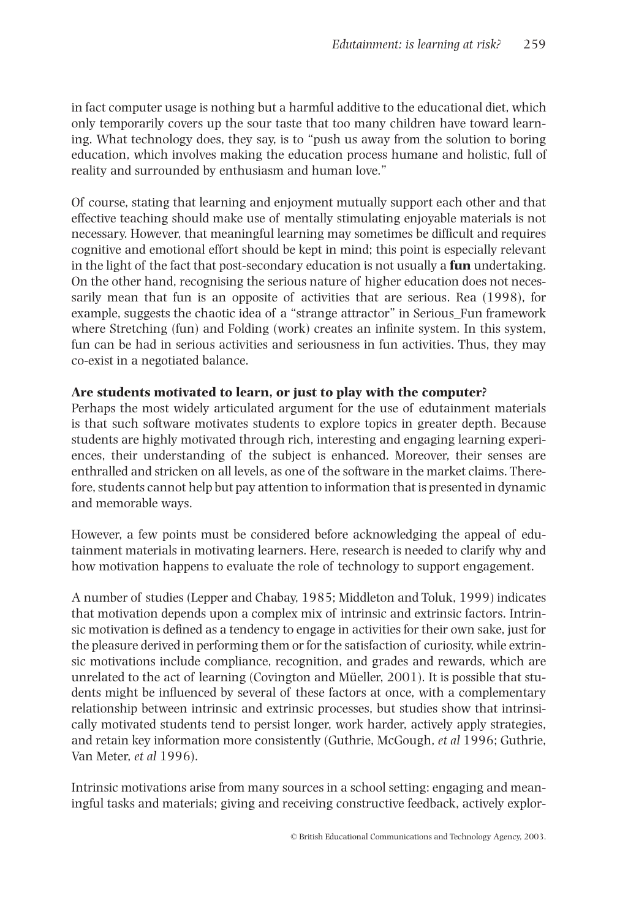in fact computer usage is nothing but a harmful additive to the educational diet, which only temporarily covers up the sour taste that too many children have toward learning. What technology does, they say, is to "push us away from the solution to boring education, which involves making the education process humane and holistic, full of reality and surrounded by enthusiasm and human love."

Of course, stating that learning and enjoyment mutually support each other and that effective teaching should make use of mentally stimulating enjoyable materials is not necessary. However, that meaningful learning may sometimes be difficult and requires cognitive and emotional effort should be kept in mind; this point is especially relevant in the light of the fact that post-secondary education is not usually a **fun** undertaking. On the other hand, recognising the serious nature of higher education does not necessarily mean that fun is an opposite of activities that are serious. Rea (1998), for example, suggests the chaotic idea of a "strange attractor" in Serious_Fun framework where Stretching (fun) and Folding (work) creates an infinite system. In this system, fun can be had in serious activities and seriousness in fun activities. Thus, they may co-exist in a negotiated balance.

**Are students motivated to learn, or just to play with the computer?**

Perhaps the most widely articulated argument for the use of edutainment materials is that such software motivates students to explore topics in greater depth. Because students are highly motivated through rich, interesting and engaging learning experiences, their understanding of the subject is enhanced. Moreover, their senses are enthralled and stricken on all levels, as one of the software in the market claims. Therefore, students cannot help but pay attention to information that is presented in dynamic and memorable ways.

However, a few points must be considered before acknowledging the appeal of edutainment materials in motivating learners. Here, research is needed to clarify why and how motivation happens to evaluate the role of technology to support engagement.

A number of studies (Lepper and Chabay, 1985; Middleton and Toluk, 1999) indicates that motivation depends upon a complex mix of intrinsic and extrinsic factors. Intrinsic motivation is defined as a tendency to engage in activities for their own sake, just for the pleasure derived in performing them or for the satisfaction of curiosity, while extrinsic motivations include compliance, recognition, and grades and rewards, which are unrelated to the act of learning (Covington and Müeller, 2001). It is possible that students might be influenced by several of these factors at once, with a complementary relationship between intrinsic and extrinsic processes, but studies show that intrinsically motivated students tend to persist longer, work harder, actively apply strategies, and retain key information more consistently (Guthrie, McGough, *et al* 1996; Guthrie, Van Meter, *et al* 1996).

Intrinsic motivations arise from many sources in a school setting: engaging and meaningful tasks and materials; giving and receiving constructive feedback, actively explor-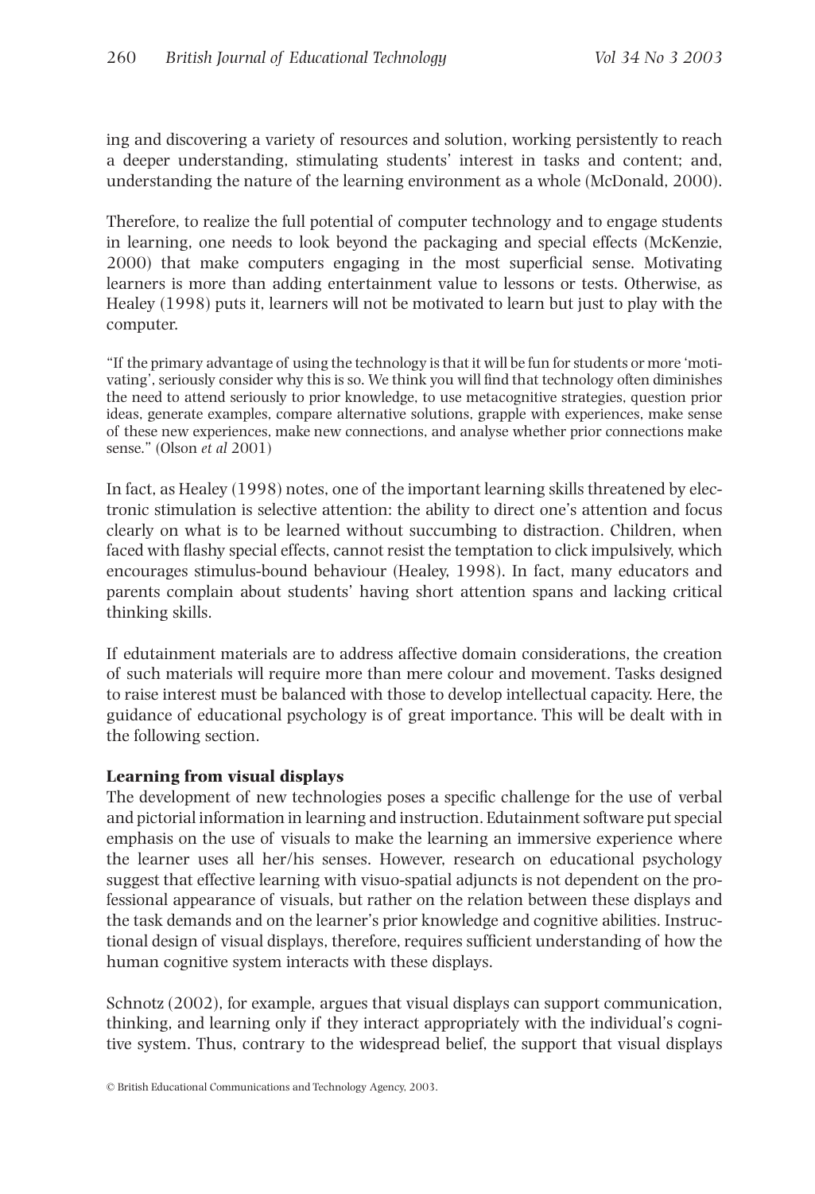ing and discovering a variety of resources and solution, working persistently to reach a deeper understanding, stimulating students' interest in tasks and content; and, understanding the nature of the learning environment as a whole (McDonald, 2000).

Therefore, to realize the full potential of computer technology and to engage students in learning, one needs to look beyond the packaging and special effects (McKenzie, 2000) that make computers engaging in the most superficial sense. Motivating learners is more than adding entertainment value to lessons or tests. Otherwise, as Healey (1998) puts it, learners will not be motivated to learn but just to play with the computer.

> "If the primary advantage of using the technology is that it will be fun for students or more 'motivating', seriously consider why this is so. We think you will find that technology often diminishes the need to attend seriously to prior knowledge, to use metacognitive strategies, question prior ideas, generate examples, compare alternative solutions, grapple with experiences, make sense of these new experiences, make new connections, and analyse whether prior connections make sense." (Olson *et al* 2001)

In fact, as Healey (1998) notes, one of the important learning skills threatened by electronic stimulation is selective attention: the ability to direct one's attention and focus clearly on what is to be learned without succumbing to distraction. Children, when faced with flashy special effects, cannot resist the temptation to click impulsively, which encourages stimulus-bound behaviour (Healey, 1998). In fact, many educators and parents complain about students' having short attention spans and lacking critical thinking skills.

If edutainment materials are to address affective domain considerations, the creation of such materials will require more than mere colour and movement. Tasks designed to raise interest must be balanced with those to develop intellectual capacity. Here, the guidance of educational psychology is of great importance. This will be dealt with in the following section.

## Learning from visual displays

The development of new technologies poses a specific challenge for the use of verbal and pictorial information in learning and instruction. Edutainment software put special emphasis on the use of visuals to make the learning an immersive experience where the learner uses all her/his senses. However, research on educational psychology suggest that effective learning with visuo-spatial adjuncts is not dependent on the professional appearance of visuals, but rather on the relation between these displays and the task demands and on the learner's prior knowledge and cognitive abilities. Instructional design of visual displays, therefore, requires sufficient understanding of how the human cognitive system interacts with these displays.

Schnotz (2002), for example, argues that visual displays can support communication, thinking, and learning only if they interact appropriately with the individual's cognitive system. Thus, contrary to the widespread belief, the support that visual displays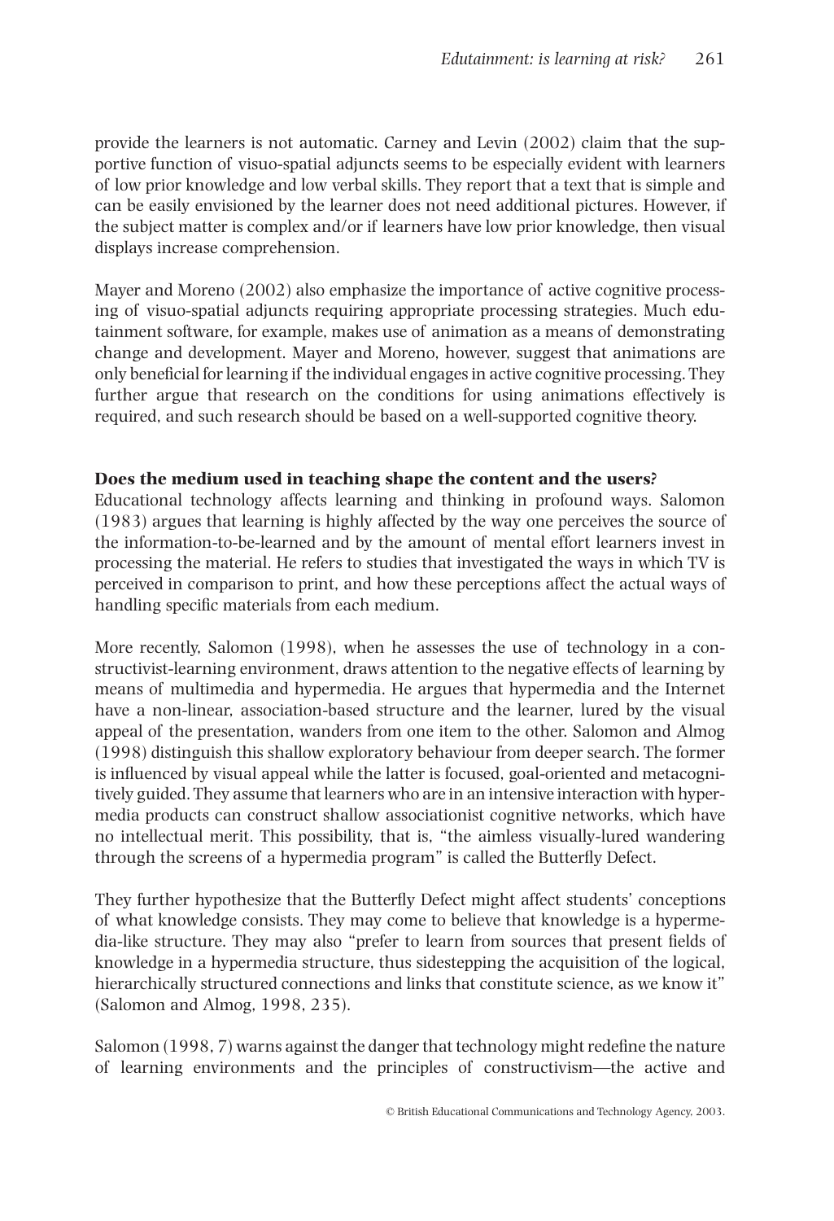provide the learners is not automatic. Carney and Levin (2002) claim that the supportive function of visuo-spatial adjuncts seems to be especially evident with learners of low prior knowledge and low verbal skills. They report that a text that is simple and can be easily envisioned by the learner does not need additional pictures. However, if the subject matter is complex and/or if learners have low prior knowledge, then visual displays increase comprehension.

Mayer and Moreno (2002) also emphasize the importance of active cognitive processing of visuo-spatial adjuncts requiring appropriate processing strategies. Much edutainment software, for example, makes use of animation as a means of demonstrating change and development. Mayer and Moreno, however, suggest that animations are only beneficial for learning if the individual engages in active cognitive processing. They further argue that research on the conditions for using animations effectively is required, and such research should be based on a well-supported cognitive theory.

**Does the medium used in teaching shape the content and the users?**

Educational technology affects learning and thinking in profound ways. Salomon (1983) argues that learning is highly affected by the way one perceives the source of the information-to-be-learned and by the amount of mental effort learners invest in processing the material. He refers to studies that investigated the ways in which TV is perceived in comparison to print, and how these perceptions affect the actual ways of handling specific materials from each medium.

More recently, Salomon (1998), when he assesses the use of technology in a constructivist-learning environment, draws attention to the negative effects of learning by means of multimedia and hypermedia. He argues that hypermedia and the Internet have a non-linear, association-based structure and the learner, lured by the visual appeal of the presentation, wanders from one item to the other. Salomon and Almog (1998) distinguish this shallow exploratory behaviour from deeper search. The former is influenced by visual appeal while the latter is focused, goal-oriented and metacognitively guided. They assume that learners who are in an intensive interaction with hypermedia products can construct shallow associationist cognitive networks, which have no intellectual merit. This possibility, that is, "the aimless visually-lured wandering through the screens of a hypermedia program" is called the Butterfly Defect.

They further hypothesize that the Butterfly Defect might affect students' conceptions of what knowledge consists. They may come to believe that knowledge is a hypermedia-like structure. They may also "prefer to learn from sources that present fields of knowledge in a hypermedia structure, thus sidestepping the acquisition of the logical, hierarchically structured connections and links that constitute science, as we know it" (Salomon and Almog, 1998, 235).

Salomon (1998, 7) warns against the danger that technology might redefine the nature of learning environments and the principles of constructivism—the active and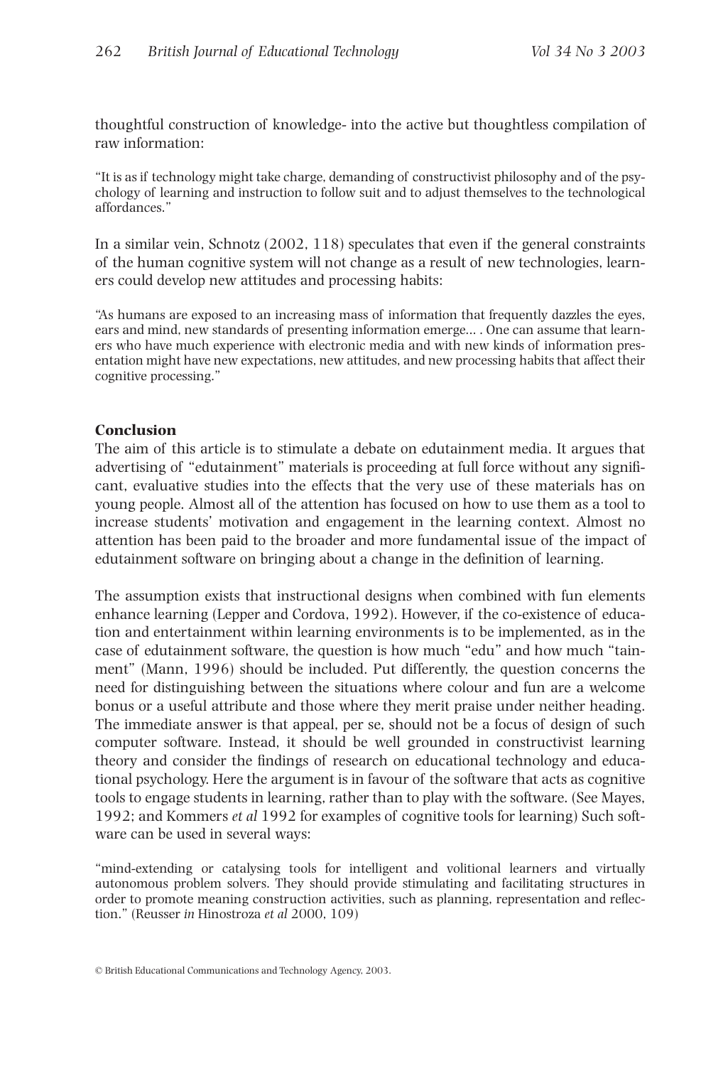thoughtful construction of knowledge- into the active but thoughtless compilation of raw information:

> "It is as if technology might take charge, demanding of constructivist philosophy and of the psychology of learning and instruction to follow suit and to adjust themselves to the technological affordances."

In a similar vein, Schnotz (2002, 118) speculates that even if the general constraints of the human cognitive system will not change as a result of new technologies, learners could develop new attitudes and processing habits:

> "As humans are exposed to an increasing mass of information that frequently dazzles the eyes, ears and mind, new standards of presenting information emerge... . One can assume that learners who have much experience with electronic media and with new kinds of information presentation might have new expectations, new attitudes, and new processing habits that affect their cognitive processing."

### Conclusion

The aim of this article is to stimulate a debate on edutainment media. It argues that advertising of "edutainment" materials is proceeding at full force without any significant, evaluative studies into the effects that the very use of these materials has on young people. Almost all of the attention has focused on how to use them as a tool to increase students' motivation and engagement in the learning context. Almost no attention has been paid to the broader and more fundamental issue of the impact of edutainment software on bringing about a change in the definition of learning.

The assumption exists that instructional designs when combined with fun elements enhance learning (Lepper and Cordova, 1992). However, if the co-existence of education and entertainment within learning environments is to be implemented, as in the case of edutainment software, the question is how much "edu" and how much "tainment" (Mann, 1996) should be included. Put differently, the question concerns the need for distinguishing between the situations where colour and fun are a welcome bonus or a useful attribute and those where they merit praise under neither heading. The immediate answer is that appeal, per se, should not be a focus of design of such computer software. Instead, it should be well grounded in constructivist learning theory and consider the findings of research on educational technology and educational psychology. Here the argument is in favour of the software that acts as cognitive tools to engage students in learning, rather than to play with the software. (See Mayes, 1992; and Kommers *et al* 1992 for examples of cognitive tools for learning) Such software can be used in several ways:

> "mind-extending or catalysing tools for intelligent and volitional learners and virtually autonomous problem solvers. They should provide stimulating and facilitating structures in order to promote meaning construction activities, such as planning, representation and reflection." (Reusser *in* Hinostroza *et al* 2000, 109)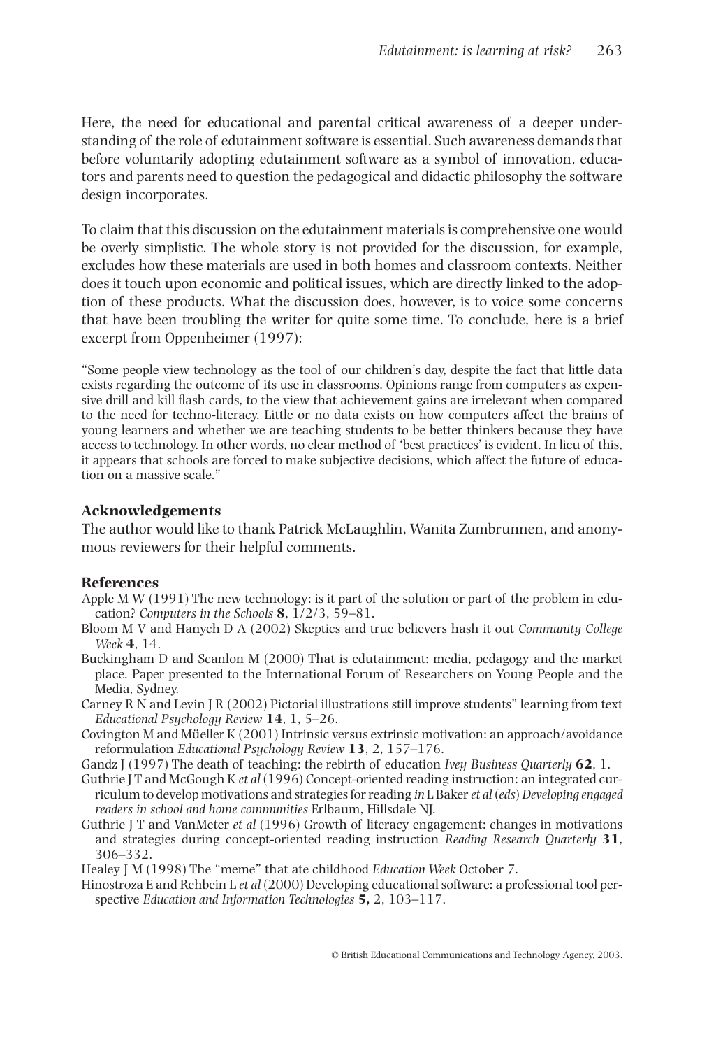Here, the need for educational and parental critical awareness of a deeper understanding of the role of edutainment software is essential. Such awareness demands that before voluntarily adopting edutainment software as a symbol of innovation, educators and parents need to question the pedagogical and didactic philosophy the software design incorporates.

To claim that this discussion on the edutainment materials is comprehensive one would be overly simplistic. The whole story is not provided for the discussion, for example, excludes how these materials are used in both homes and classroom contexts. Neither does it touch upon economic and political issues, which are directly linked to the adoption of these products. What the discussion does, however, is to voice some concerns that have been troubling the writer for quite some time. To conclude, here is a brief excerpt from Oppenheimer (1997):

> "Some people view technology as the tool of our children's day, despite the fact that little data exists regarding the outcome of its use in classrooms. Opinions range from computers as expensive drill and kill flash cards, to the view that achievement gains are irrelevant when compared to the need for techno-literacy. Little or no data exists on how computers affect the brains of young learners and whether we are teaching students to be better thinkers because they have access to technology. In other words, no clear method of 'best practices' is evident. In lieu of this, it appears that schools are forced to make subjective decisions, which affect the future of education on a massive scale."

## Acknowledgements

The author would like to thank Patrick McLaughlin, Wanita Zumbrunnen, and anonymous reviewers for their helpful comments.

## References

Apple M W (1991) The new technology: is it part of the solution or part of the problem in education? *Computers in the Schools* **8**, 1/2/3, 59–81.

Bloom M V and Hanych D A (2002) Skeptics and true believers hash it out *Community College Week* **4**, 14.

Buckingham D and Scanlon M (2000) That is edutainment: media, pedagogy and the market place. Paper presented to the International Forum of Researchers on Young People and the Media, Sydney.

Carney R N and Levin J R (2002) Pictorial illustrations still improve students" learning from text *Educational Psychology Review* **14**, 1, 5–26.

Covington M and Müeller K (2001) Intrinsic versus extrinsic motivation: an approach/avoidance reformulation *Educational Psychology Review* **13**, 2, 157–176.

Gandz J (1997) The death of teaching: the rebirth of education *Ivey Business Quarterly* **62**, 1.

Guthrie J T and McGough K *et al* (1996) Concept-oriented reading instruction: an integrated curriculum to develop motivations and strategies for reading *in* L Baker *et al* (*eds*) *Developing engaged readers in school and home communities* Erlbaum, Hillsdale NJ.

Guthrie J T and VanMeter *et al* (1996) Growth of literacy engagement: changes in motivations and strategies during concept-oriented reading instruction *Reading Research Quarterly* **31**, 306–332.

Healey J M (1998) The "meme" that ate childhood *Education Week* October 7.

Hinostroza E and Rehbein L *et al* (2000) Developing educational software: a professional tool perspective *Education and Information Technologies* **5**, 2, 103–117.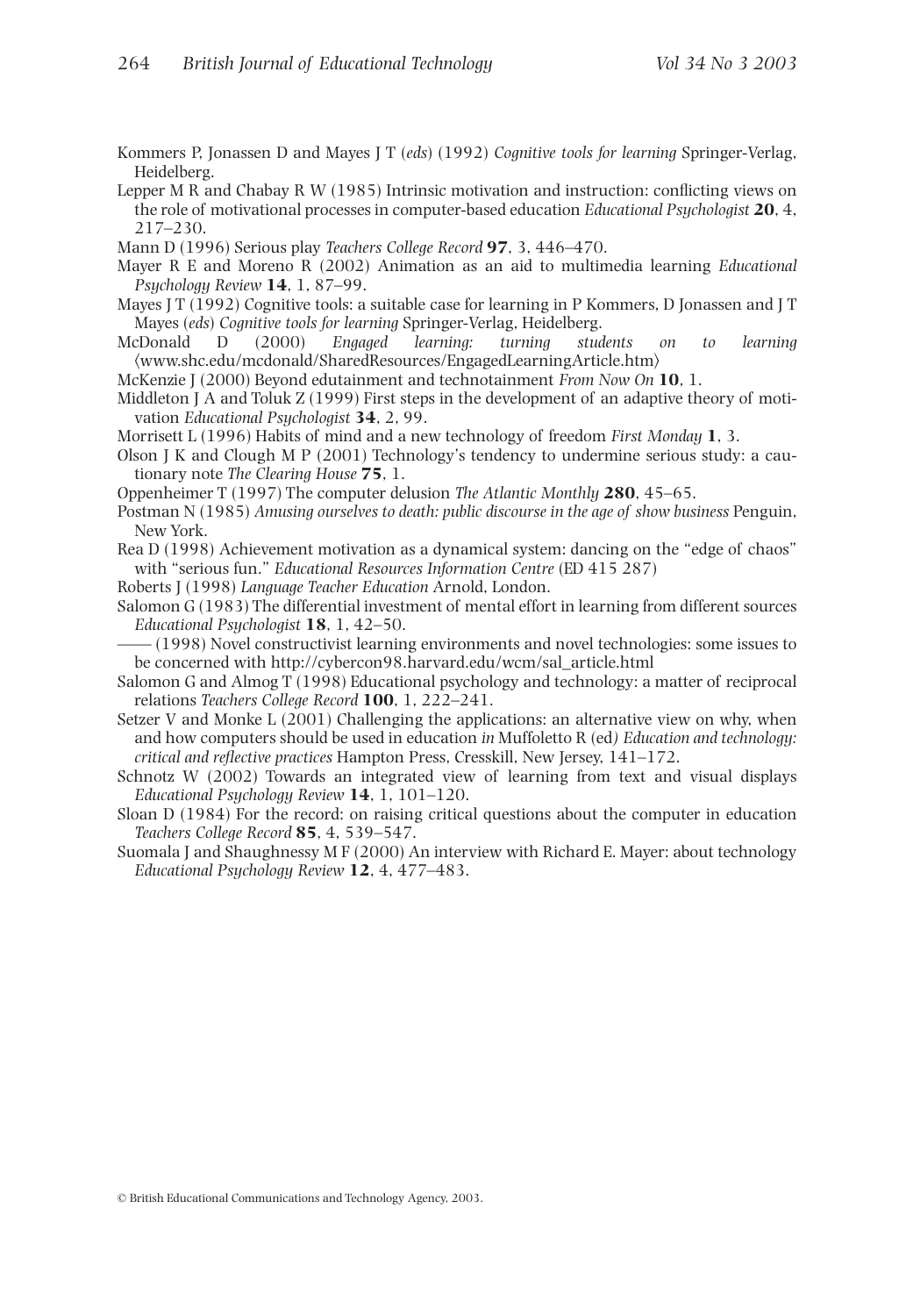Kommers P, Jonassen D and Mayes J T (*eds*) (1992) *Cognitive tools for learning* Springer-Verlag, Heidelberg.

Lepper M R and Chabay R W (1985) Intrinsic motivation and instruction: conflicting views on the role of motivational processes in computer-based education *Educational Psychologist* **20**, 4, 217–230.

Mann D (1996) Serious play *Teachers College Record* **97**, 3, 446–470.

Mayer R E and Moreno R (2002) Animation as an aid to multimedia learning *Educational Psychology Review* **14**, 1, 87–99.

Mayes J T (1992) Cognitive tools: a suitable case for learning in P Kommers, D Jonassen and J T Mayes (*eds*) *Cognitive tools for learning* Springer-Verlag, Heidelberg.

McDonald D (2000) *Engaged learning: turning students on to learning* ⟨www.shc.edu/mcdonald/SharedResources/EngagedLearningArticle.htm⟩

McKenzie J (2000) Beyond edutainment and technotainment *From Now On* **10**, 1.

Middleton J A and Toluk Z (1999) First steps in the development of an adaptive theory of motivation *Educational Psychologist* **34**, 2, 99.

Morrisett L (1996) Habits of mind and a new technology of freedom *First Monday* **1**, 3.

Olson J K and Clough M P (2001) Technology's tendency to undermine serious study: a cautionary note *The Clearing House* **75**, 1.

Oppenheimer T (1997) The computer delusion *The Atlantic Monthly* **280**, 45–65.

Postman N (1985) *Amusing ourselves to death: public discourse in the age of show business* Penguin, New York.

Rea D (1998) Achievement motivation as a dynamical system: dancing on the "edge of chaos" with "serious fun." *Educational Resources Information Centre* (ED 415 287)

Roberts J (1998) *Language Teacher Education* Arnold, London.

Salomon G (1983) The differential investment of mental effort in learning from different sources *Educational Psychologist* **18**, 1, 42–50.

—— (1998) Novel constructivist learning environments and novel technologies: some issues to be concerned with http://cybercon98.harvard.edu/wcm/sal_article.html

Salomon G and Almog T (1998) Educational psychology and technology: a matter of reciprocal relations *Teachers College Record* **100**, 1, 222–241.

Setzer V and Monke L (2001) Challenging the applications: an alternative view on why, when and how computers should be used in education *in* Muffoletto R (ed) *Education and technology: critical and reflective practices* Hampton Press, Cresskill, New Jersey, 141–172.

Schnotz W (2002) Towards an integrated view of learning from text and visual displays *Educational Psychology Review* **14**, 1, 101–120.

Sloan D (1984) For the record: on raising critical questions about the computer in education *Teachers College Record* **85**, 4, 539–547.

Suomala J and Shaughnessy M F (2000) An interview with Richard E. Mayer: about technology *Educational Psychology Review* **12**, 4, 477–483.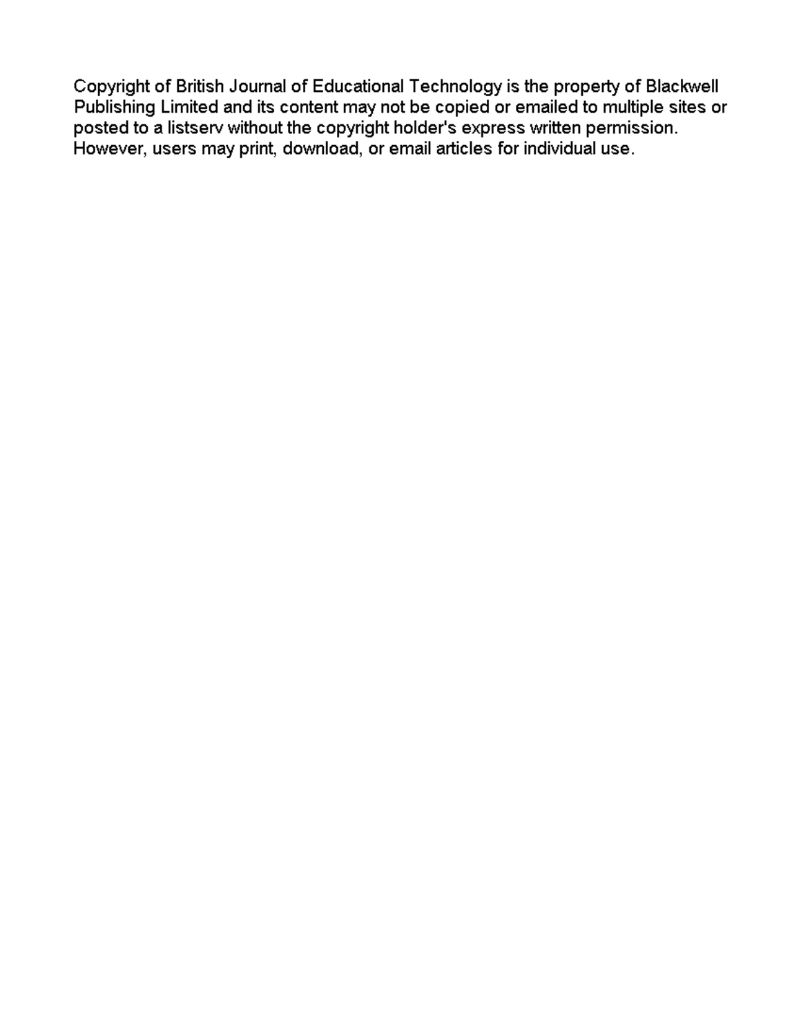Copyright of British Journal of Educational Technology is the property of Blackwell Publishing Limited and its content may not be copied or emailed to multiple sites or posted to a listserv without the copyright holder's express written permission. However, users may print, download, or email articles for individual use.